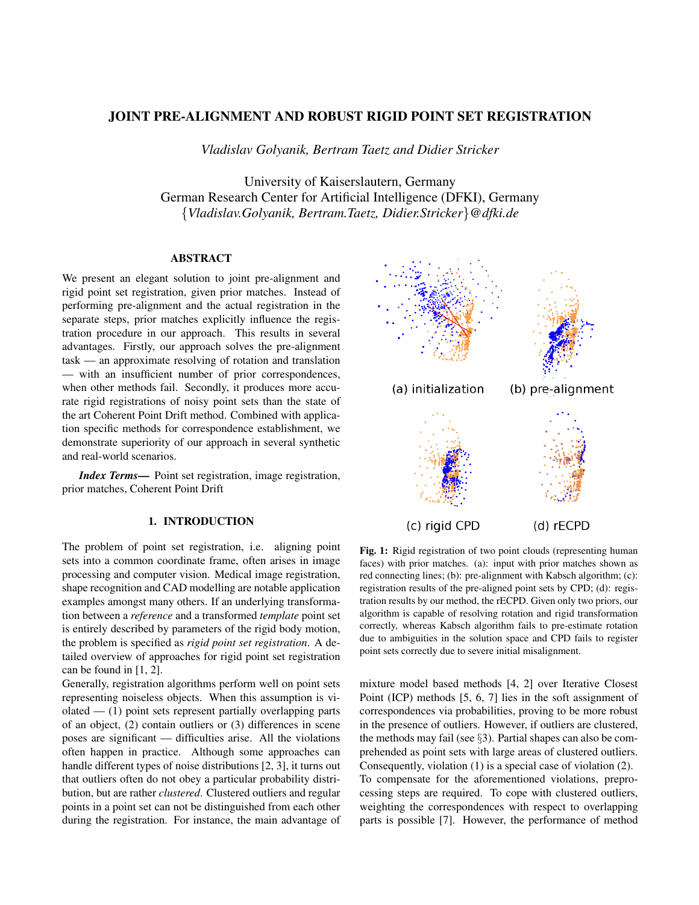# JOINT PRE-ALIGNMENT AND ROBUST RIGID POINT SET REGISTRATION

*Vladislav Golyanik, Bertram Taetz and Didier Stricker*

University of Kaiserslautern, Germany
German Research Center for Artificial Intelligence (DFKI), Germany
{*Vladislav.Golyanik, Bertram.Taetz, Didier.Stricker*}*@dfki.de*

## ABSTRACT

We present an elegant solution to joint pre-alignment and rigid point set registration, given prior matches. Instead of performing pre-alignment and the actual registration in the separate steps, prior matches explicitly influence the registration procedure in our approach. This results in several advantages. Firstly, our approach solves the pre-alignment task — an approximate resolving of rotation and translation — with an insufficient number of prior correspondences, when other methods fail. Secondly, it produces more accurate rigid registrations of noisy point sets than the state of the art Coherent Point Drift method. Combined with application specific methods for correspondence establishment, we demonstrate superiority of our approach in several synthetic and real-world scenarios.

***Index Terms*— ** Point set registration, image registration, prior matches, Coherent Point Drift

## 1. INTRODUCTION

The problem of point set registration, i.e. aligning point sets into a common coordinate frame, often arises in image processing and computer vision. Medical image registration, shape recognition and CAD modelling are notable application examples amongst many others. If an underlying transformation between a *reference* and a transformed *template* point set is entirely described by parameters of the rigid body motion, the problem is specified as *rigid point set registration*. A detailed overview of approaches for rigid point set registration can be found in [1, 2].

Generally, registration algorithms perform well on point sets representing noiseless objects. When this assumption is violated — (1) point sets represent partially overlapping parts of an object, (2) contain outliers or (3) differences in scene poses are significant — difficulties arise. All the violations often happen in practice. Although some approaches can handle different types of noise distributions [2, 3], it turns out that outliers often do not obey a particular probability distribution, but are rather *clustered*. Clustered outliers and regular points in a point set can not be distinguished from each other during the registration. For instance, the main advantage of mixture model based methods [4, 2] over Iterative Closest Point (ICP) methods [5, 6, 7] lies in the soft assignment of correspondences via probabilities, proving to be more robust in the presence of outliers. However, if outliers are clustered, the methods may fail (see §3). Partial shapes can also be comprehended as point sets with large areas of clustered outliers. Consequently, violation (1) is a special case of violation (2).

To compensate for the aforementioned violations, preprocessing steps are required. To cope with clustered outliers, weighting the correspondences with respect to overlapping parts is possible [7]. However, the performance of method

(a) initialization
(b) pre-alignment
(c) rigid CPD
(d) rECPD

**Fig. 1:** Rigid registration of two point clouds (representing human faces) with prior matches. (a): input with prior matches shown as red connecting lines; (b): pre-alignment with Kabsch algorithm; (c): registration results of the pre-aligned point sets by CPD; (d): registration results by our method, the rECPD. Given only two priors, our algorithm is capable of resolving rotation and rigid transformation correctly, whereas Kabsch algorithm fails to pre-estimate rotation due to ambiguities in the solution space and CPD fails to register point sets correctly due to severe initial misalignment.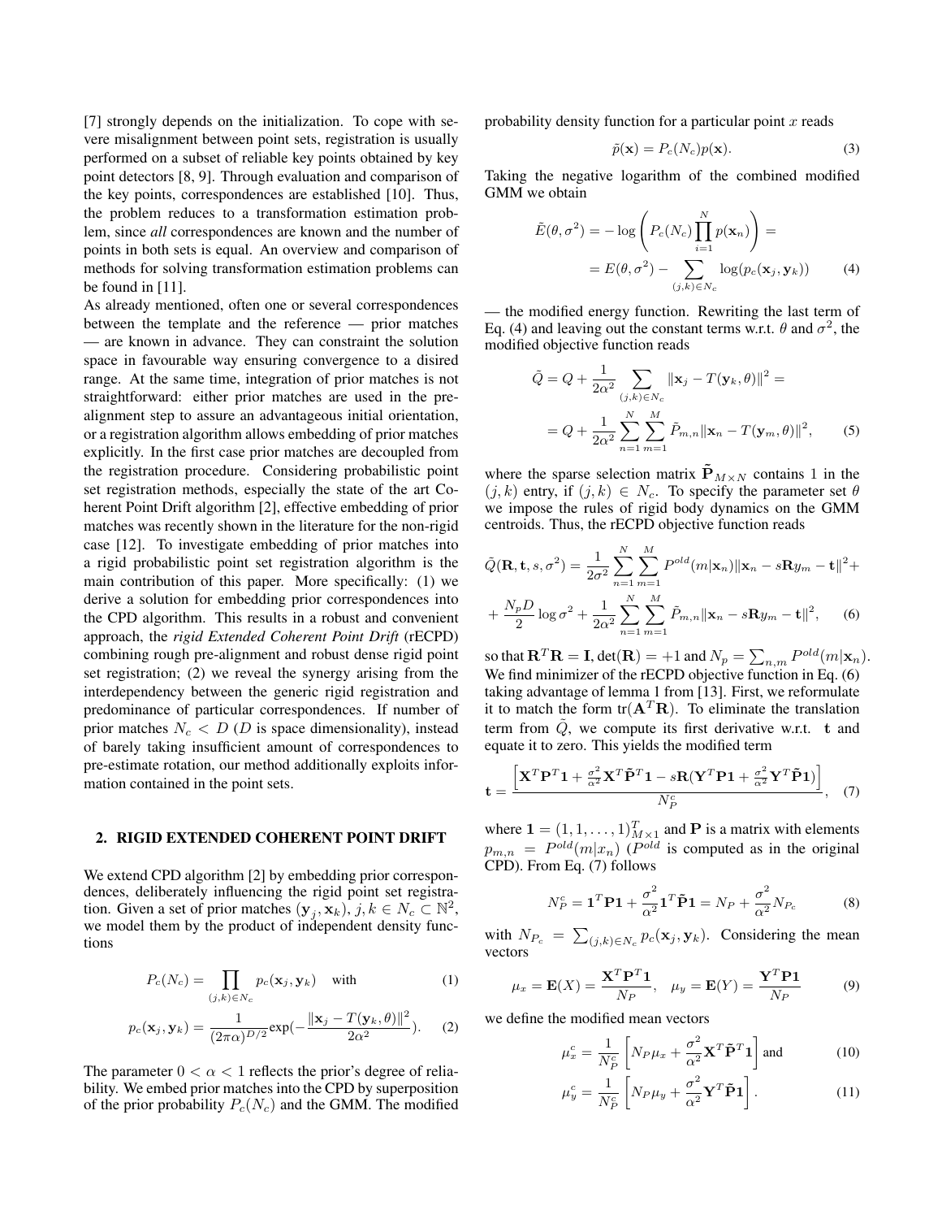[7] strongly depends on the initialization. To cope with severe misalignment between point sets, registration is usually performed on a subset of reliable key points obtained by key point detectors [8, 9]. Through evaluation and comparison of the key points, correspondences are established [10]. Thus, the problem reduces to a transformation estimation problem, since *all* correspondences are known and the number of points in both sets is equal. An overview and comparison of methods for solving transformation estimation problems can be found in [11].

As already mentioned, often one or several correspondences between the template and the reference — prior matches — are known in advance. They can constraint the solution space in favourable way ensuring convergence to a disired range. At the same time, integration of prior matches is not straightforward: either prior matches are used in the pre-alignment step to assure an advantageous initial orientation, or a registration algorithm allows embedding of prior matches explicitly. In the first case prior matches are decoupled from the registration procedure. Considering probabilistic point set registration methods, especially the state of the art Coherent Point Drift algorithm [2], effective embedding of prior matches was recently shown in the literature for the non-rigid case [12]. To investigate embedding of prior matches into a rigid probabilistic point set registration algorithm is the main contribution of this paper. More specifically: (1) we derive a solution for embedding prior correspondences into the CPD algorithm. This results in a robust and convenient approach, the *rigid Extended Coherent Point Drift* (rECPD) combining rough pre-alignment and robust dense rigid point set registration; (2) we reveal the synergy arising from the interdependency between the generic rigid registration and predominance of particular correspondences. If number of prior matches $N_c < D$ ($D$ is space dimensionality), instead of barely taking insufficient amount of correspondences to pre-estimate rotation, our method additionally exploits information contained in the point sets.

## 2. RIGID EXTENDED COHERENT POINT DRIFT

We extend CPD algorithm [2] by embedding prior correspondences, deliberately influencing the rigid point set registration. Given a set of prior matches $(\mathbf{y}_j, \mathbf{x}_k)$, $j, k \in N_c \subset \mathbb{N}^2$, we model them by the product of independent density functions

$$P_c(N_c) = \prod_{(j,k)\in N_c} p_c(\mathbf{x}_j, \mathbf{y}_k) \quad \text{with} \tag{1}$$

$$p_c(\mathbf{x}_j, \mathbf{y}_k) = \frac{1}{(2\pi\alpha)^{D/2}} \exp\left(-\frac{\|\mathbf{x}_j - T(\mathbf{y}_k, \theta)\|^2}{2\alpha^2}\right). \tag{2}$$

The parameter $0 < \alpha < 1$ reflects the prior's degree of reliability. We embed prior matches into the CPD by superposition of the prior probability $P_c(N_c)$ and the GMM. The modified probability density function for a particular point $x$ reads

$$\tilde{p}(\mathbf{x}) = P_c(N_c)p(\mathbf{x}). \tag{3}$$

Taking the negative logarithm of the combined modified GMM we obtain

$$\begin{aligned}\tilde{E}(\theta, \sigma^2) &= -\log\left(P_c(N_c)\prod_{i=1}^{N} p(\mathbf{x}_n)\right) = \\ &= E(\theta, \sigma^2) - \sum_{(j,k)\in N_c} \log(p_c(\mathbf{x}_j, \mathbf{y}_k))\end{aligned} \tag{4}$$

— the modified energy function. Rewriting the last term of Eq. (4) and leaving out the constant terms w.r.t. $\theta$ and $\sigma^2$, the modified objective function reads

$$\begin{aligned}\tilde{Q} &= Q + \frac{1}{2\alpha^2}\sum_{(j,k)\in N_c} \|\mathbf{x}_j - T(\mathbf{y}_k, \theta)\|^2 = \\ &= Q + \frac{1}{2\alpha^2}\sum_{n=1}^{N}\sum_{m=1}^{M} \tilde{P}_{m,n}\|\mathbf{x}_n - T(\mathbf{y}_m, \theta)\|^2,\end{aligned} \tag{5}$$

where the sparse selection matrix $\tilde{\mathbf{P}}_{M\times N}$ contains 1 in the $(j,k)$ entry, if $(j,k) \in N_c$. To specify the parameter set $\theta$ we impose the rules of rigid body dynamics on the GMM centroids. Thus, the rECPD objective function reads

$$\begin{aligned}\tilde{Q}(\mathbf{R}, \mathbf{t}, s, \sigma^2) &= \frac{1}{2\sigma^2}\sum_{n=1}^{N}\sum_{m=1}^{M} P^{old}(m|\mathbf{x}_n)\|\mathbf{x}_n - s\mathbf{R}y_m - \mathbf{t}\|^2 + \\ &+ \frac{N_p D}{2}\log\sigma^2 + \frac{1}{2\alpha^2}\sum_{n=1}^{N}\sum_{m=1}^{M} \tilde{P}_{m,n}\|\mathbf{x}_n - s\mathbf{R}y_m - \mathbf{t}\|^2,\end{aligned} \tag{6}$$

so that $\mathbf{R}^T\mathbf{R} = \mathbf{I}$, $\det(\mathbf{R}) = +1$ and $N_p = \sum_{n,m} P^{old}(m|\mathbf{x}_n)$. We find minimizer of the rECPD objective function in Eq. (6) taking advantage of lemma 1 from [13]. First, we reformulate it to match the form $\text{tr}(\mathbf{A}^T\mathbf{R})$. To eliminate the translation term from $\tilde{Q}$, we compute its first derivative w.r.t. $\mathbf{t}$ and equate it to zero. This yields the modified term

$$\mathbf{t} = \frac{\left[\mathbf{X}^T\mathbf{P}^T\mathbf{1} + \frac{\sigma^2}{\alpha^2}\mathbf{X}^T\tilde{\mathbf{P}}^T\mathbf{1} - s\mathbf{R}(\mathbf{Y}^T\mathbf{P}\mathbf{1} + \frac{\sigma^2}{\alpha^2}\mathbf{Y}^T\tilde{\mathbf{P}}\mathbf{1})\right]}{N_P^c}, \tag{7}$$

where $\mathbf{1} = (1, 1, \ldots, 1)^T_{M\times 1}$ and $\mathbf{P}$ is a matrix with elements $p_{m,n} = P^{old}(m|x_n)$ ($P^{old}$ is computed as in the original CPD). From Eq. (7) follows

$$N_P^c = \mathbf{1}^T\mathbf{P}\mathbf{1} + \frac{\sigma^2}{\alpha^2}\mathbf{1}^T\tilde{\mathbf{P}}\mathbf{1} = N_P + \frac{\sigma^2}{\alpha^2}N_{P_c} \tag{8}$$

with $N_{P_c} = \sum_{(j,k)\in N_c} p_c(\mathbf{x}_j, \mathbf{y}_k)$. Considering the mean vectors

$$\mu_x = \mathbf{E}(X) = \frac{\mathbf{X}^T\mathbf{P}^T\mathbf{1}}{N_P}, \quad \mu_y = \mathbf{E}(Y) = \frac{\mathbf{Y}^T\mathbf{P}\mathbf{1}}{N_P} \tag{9}$$

we define the modified mean vectors

$$\mu_x^c = \frac{1}{N_P^c}\left[N_P\mu_x + \frac{\sigma^2}{\alpha^2}\mathbf{X}^T\tilde{\mathbf{P}}^T\mathbf{1}\right] \text{and} \tag{10}$$

$$\mu_y^c = \frac{1}{N_P^c}\left[N_P\mu_y + \frac{\sigma^2}{\alpha^2}\mathbf{Y}^T\tilde{\mathbf{P}}\mathbf{1}\right]. \tag{11}$$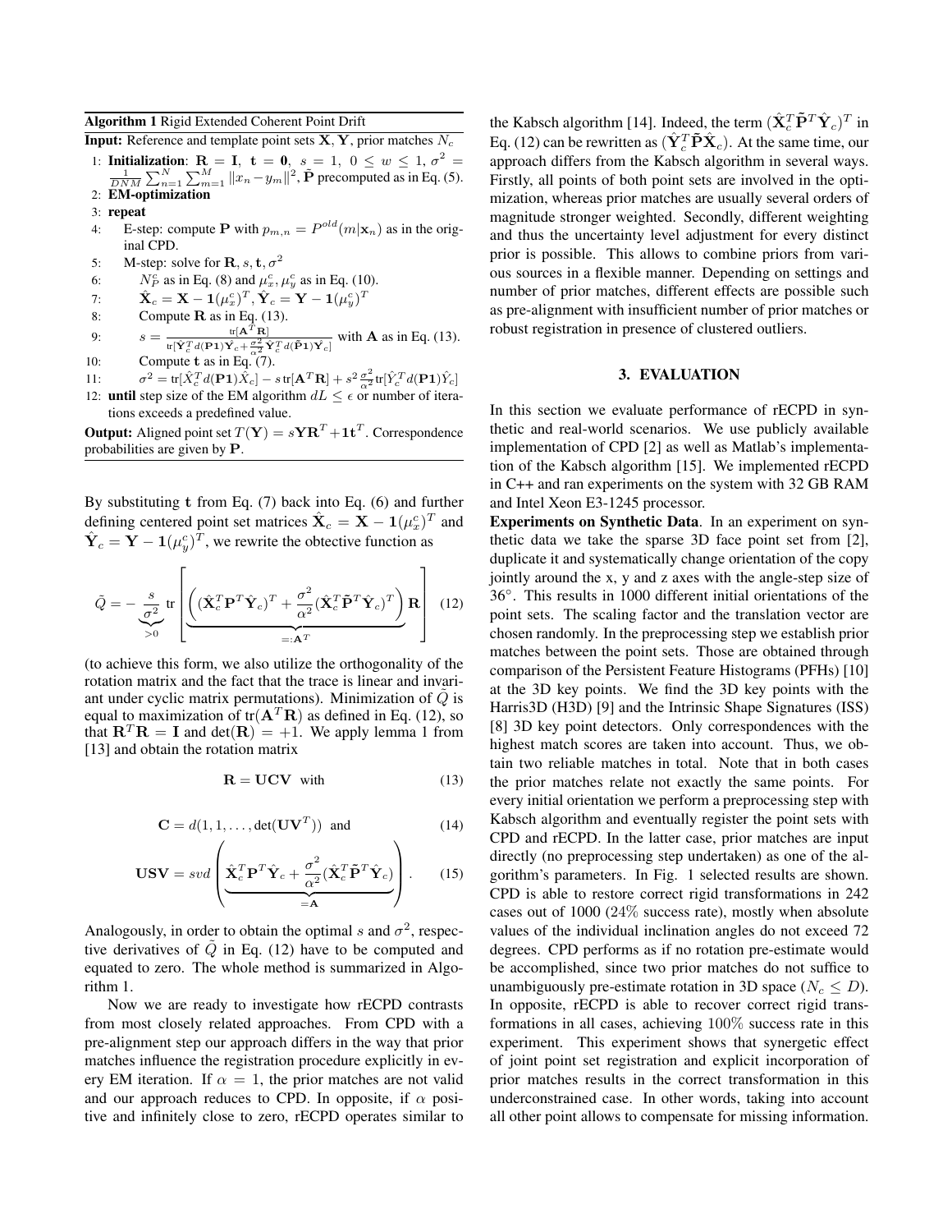**Algorithm 1** Rigid Extended Coherent Point Drift

**Input:** Reference and template point sets $\mathbf{X}, \mathbf{Y}$, prior matches $N_c$

1: **Initialization**: $\mathbf{R} = \mathbf{I}$, $\mathbf{t} = \mathbf{0}$, $s = 1$, $0 \leq w \leq 1$, $\sigma^2 = \frac{1}{DNM} \sum_{n=1}^{N} \sum_{m=1}^{M} \|x_n - y_m\|^2$, $\tilde{\mathbf{P}}$ precomputed as in Eq. (5).

2: **EM-optimization**

3: **repeat**

4: E-step: compute $\mathbf{P}$ with $p_{m,n} = P^{old}(m|\mathbf{x}_n)$ as in the original CPD.

5: M-step: solve for $\mathbf{R}, s, \mathbf{t}, \sigma^2$

6: $N_P^c$ as in Eq. (8) and $\mu_x^c, \mu_y^c$ as in Eq. (10).

7: $\hat{\mathbf{X}}_c = \mathbf{X} - \mathbf{1}(\mu_x^c)^T, \hat{\mathbf{Y}}_c = \mathbf{Y} - \mathbf{1}(\mu_y^c)^T$

8: Compute $\mathbf{R}$ as in Eq. (13).

9: $s = \frac{\text{tr}[\mathbf{A}^T\mathbf{R}]}{\text{tr}[\hat{\mathbf{Y}}_c^T d(\mathbf{P1})\hat{\mathbf{Y}}_c + \frac{\sigma^2}{\alpha^2}\hat{\mathbf{Y}}_c^T d(\tilde{\mathbf{P}}\mathbf{1})\hat{\mathbf{Y}}_c]}$ with $\mathbf{A}$ as in Eq. (13).

10: Compute $\mathbf{t}$ as in Eq. (7).

11: $\sigma^2 = \text{tr}[\hat{X}_c^T d(\mathbf{P1})\hat{X}_c] - s\,\text{tr}[\mathbf{A}^T\mathbf{R}] + s^2\frac{\sigma^2}{\alpha^2}\text{tr}[\hat{Y}_c^T d(\mathbf{P1})\hat{Y}_c]$

12: **until** step size of the EM algorithm $dL \leq \epsilon$ or number of iterations exceeds a predefined value.

**Output:** Aligned point set $T(\mathbf{Y}) = s\mathbf{Y}\mathbf{R}^T + \mathbf{1}\mathbf{t}^T$. Correspondence probabilities are given by $\mathbf{P}$.

By substituting $\mathbf{t}$ from Eq. (7) back into Eq. (6) and further defining centered point set matrices $\hat{\mathbf{X}}_c = \mathbf{X} - \mathbf{1}(\mu_x^c)^T$ and $\hat{\mathbf{Y}}_c = \mathbf{Y} - \mathbf{1}(\mu_y^c)^T$, we rewrite the objective function as

$$\tilde{Q} = -\underbrace{\frac{s}{\sigma^2}}_{>0} \text{tr}\left[\underbrace{\left((\hat{\mathbf{X}}_c^T\mathbf{P}^T\hat{\mathbf{Y}}_c)^T + \frac{\sigma^2}{\alpha^2}(\hat{\mathbf{X}}_c^T\tilde{\mathbf{P}}^T\hat{\mathbf{Y}}_c)^T\right)}_{=:\mathbf{A}^T}\mathbf{R}\right] \quad (12)$$

(to achieve this form, we also utilize the orthogonality of the rotation matrix and the fact that the trace is linear and invariant under cyclic matrix permutations). Minimization of $\tilde{Q}$ is equal to maximization of $\text{tr}(\mathbf{A}^T\mathbf{R})$ as defined in Eq. (12), so that $\mathbf{R}^T\mathbf{R} = \mathbf{I}$ and $\det(\mathbf{R}) = +1$. We apply lemma 1 from [13] and obtain the rotation matrix

$$\mathbf{R} = \mathbf{UCV} \quad \text{with} \quad (13)$$

$$\mathbf{C} = d(1, 1, \ldots, \det(\mathbf{UV}^T)) \quad \text{and} \quad (14)$$

$$\mathbf{USV} = svd\left(\underbrace{\hat{\mathbf{X}}_c^T\mathbf{P}^T\hat{\mathbf{Y}}_c + \frac{\sigma^2}{\alpha^2}(\hat{\mathbf{X}}_c^T\tilde{\mathbf{P}}^T\hat{\mathbf{Y}}_c)}_{=\mathbf{A}}\right). \quad (15)$$

Analogously, in order to obtain the optimal $s$ and $\sigma^2$, respective derivatives of $\tilde{Q}$ in Eq. (12) have to be computed and equated to zero. The whole method is summarized in Algorithm 1.

Now we are ready to investigate how rECPD contrasts from most closely related approaches. From CPD with a pre-alignment step our approach differs in the way that prior matches influence the registration procedure explicitly in every EM iteration. If $\alpha = 1$, the prior matches are not valid and our approach reduces to CPD. In opposite, if $\alpha$ positive and infinitely close to zero, rECPD operates similar to the Kabsch algorithm [14]. Indeed, the term $(\hat{\mathbf{X}}_c^T\tilde{\mathbf{P}}^T\hat{\mathbf{Y}}_c)^T$ in Eq. (12) can be rewritten as $(\hat{\mathbf{Y}}_c^T\tilde{\mathbf{P}}\hat{\mathbf{X}}_c)$. At the same time, our approach differs from the Kabsch algorithm in several ways. Firstly, all points of both point sets are involved in the optimization, whereas prior matches are usually several orders of magnitude stronger weighted. Secondly, different weighting and thus the uncertainty level adjustment for every distinct prior is possible. This allows to combine priors from various sources in a flexible manner. Depending on settings and number of prior matches, different effects are possible such as pre-alignment with insufficient number of prior matches or robust registration in presence of clustered outliers.

## 3. EVALUATION

In this section we evaluate performance of rECPD in synthetic and real-world scenarios. We use publicly available implementation of CPD [2] as well as Matlab's implementation of the Kabsch algorithm [15]. We implemented rECPD in C++ and ran experiments on the system with 32 GB RAM and Intel Xeon E3-1245 processor.

**Experiments on Synthetic Data**. In an experiment on synthetic data we take the sparse 3D face point set from [2], duplicate it and systematically change orientation of the copy jointly around the x, y and z axes with the angle-step size of $36°$. This results in 1000 different initial orientations of the point sets. The scaling factor and the translation vector are chosen randomly. In the preprocessing step we establish prior matches between the point sets. Those are obtained through comparison of the Persistent Feature Histograms (PFHs) [10] at the 3D key points. We find the 3D key points with the Harris3D (H3D) [9] and the Intrinsic Shape Signatures (ISS) [8] 3D key point detectors. Only correspondences with the highest match scores are taken into account. Thus, we obtain two reliable matches in total. Note that in both cases the prior matches relate not exactly the same points. For every initial orientation we perform a preprocessing step with Kabsch algorithm and eventually register the point sets with CPD and rECPD. In the latter case, prior matches are input directly (no preprocessing step undertaken) as one of the algorithm's parameters. In Fig. 1 selected results are shown. CPD is able to restore correct rigid transformations in 242 cases out of 1000 ($24\%$ success rate), mostly when absolute values of the individual inclination angles do not exceed 72 degrees. CPD performs as if no rotation pre-estimate would be accomplished, since two prior matches do not suffice to unambiguously pre-estimate rotation in 3D space ($N_c \leq D$). In opposite, rECPD is able to recover correct rigid transformations in all cases, achieving $100\%$ success rate in this experiment. This experiment shows that synergetic effect of joint point set registration and explicit incorporation of prior matches results in the correct transformation in this underconstrained case. In other words, taking into account all other point allows to compensate for missing information.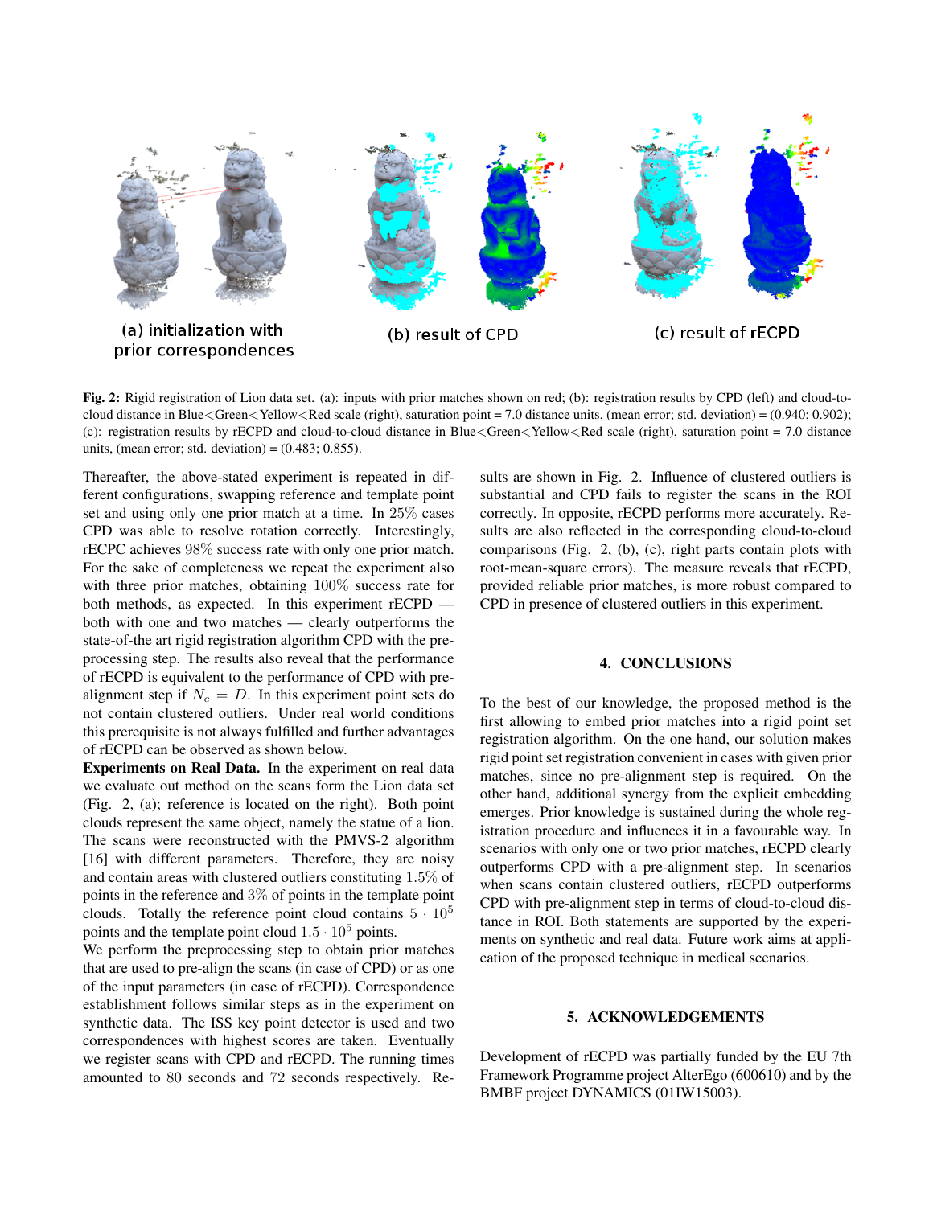(a) initialization with prior correspondences

(b) result of CPD

(c) result of rECPD

**Fig. 2:** Rigid registration of Lion data set. (a): inputs with prior matches shown on red; (b): registration results by CPD (left) and cloud-to-cloud distance in Blue<Green<Yellow<Red scale (right), saturation point = 7.0 distance units, (mean error; std. deviation) = (0.940; 0.902); (c): registration results by rECPD and cloud-to-cloud distance in Blue<Green<Yellow<Red scale (right), saturation point = 7.0 distance units, (mean error; std. deviation) = (0.483; 0.855).

Thereafter, the above-stated experiment is repeated in different configurations, swapping reference and template point set and using only one prior match at a time. In $25\%$ cases CPD was able to resolve rotation correctly. Interestingly, rECPC achieves $98\%$ success rate with only one prior match. For the sake of completeness we repeat the experiment also with three prior matches, obtaining $100\%$ success rate for both methods, as expected. In this experiment rECPD — both with one and two matches — clearly outperforms the state-of-the art rigid registration algorithm CPD with the preprocessing step. The results also reveal that the performance of rECPD is equivalent to the performance of CPD with pre-alignment step if $N_c = D$. In this experiment point sets do not contain clustered outliers. Under real world conditions this prerequisite is not always fulfilled and further advantages of rECPD can be observed as shown below.

**Experiments on Real Data.** In the experiment on real data we evaluate out method on the scans form the Lion data set (Fig. 2, (a); reference is located on the right). Both point clouds represent the same object, namely the statue of a lion. The scans were reconstructed with the PMVS-2 algorithm [16] with different parameters. Therefore, they are noisy and contain areas with clustered outliers constituting $1.5\%$ of points in the reference and $3\%$ of points in the template point clouds. Totally the reference point cloud contains $5 \cdot 10^5$ points and the template point cloud $1.5 \cdot 10^5$ points.

We perform the preprocessing step to obtain prior matches that are used to pre-align the scans (in case of CPD) or as one of the input parameters (in case of rECPD). Correspondence establishment follows similar steps as in the experiment on synthetic data. The ISS key point detector is used and two correspondences with highest scores are taken. Eventually we register scans with CPD and rECPD. The running times amounted to $80$ seconds and $72$ seconds respectively. Results are shown in Fig. 2. Influence of clustered outliers is substantial and CPD fails to register the scans in the ROI correctly. In opposite, rECPD performs more accurately. Results are also reflected in the corresponding cloud-to-cloud comparisons (Fig. 2, (b), (c), right parts contain plots with root-mean-square errors). The measure reveals that rECPD, provided reliable prior matches, is more robust compared to CPD in presence of clustered outliers in this experiment.

## 4. CONCLUSIONS

To the best of our knowledge, the proposed method is the first allowing to embed prior matches into a rigid point set registration algorithm. On the one hand, our solution makes rigid point set registration convenient in cases with given prior matches, since no pre-alignment step is required. On the other hand, additional synergy from the explicit embedding emerges. Prior knowledge is sustained during the whole registration procedure and influences it in a favourable way. In scenarios with only one or two prior matches, rECPD clearly outperforms CPD with a pre-alignment step. In scenarios when scans contain clustered outliers, rECPD outperforms CPD with pre-alignment step in terms of cloud-to-cloud distance in ROI. Both statements are supported by the experiments on synthetic and real data. Future work aims at application of the proposed technique in medical scenarios.

## 5. ACKNOWLEDGEMENTS

Development of rECPD was partially funded by the EU 7th Framework Programme project AlterEgo (600610) and by the BMBF project DYNAMICS (01IW15003).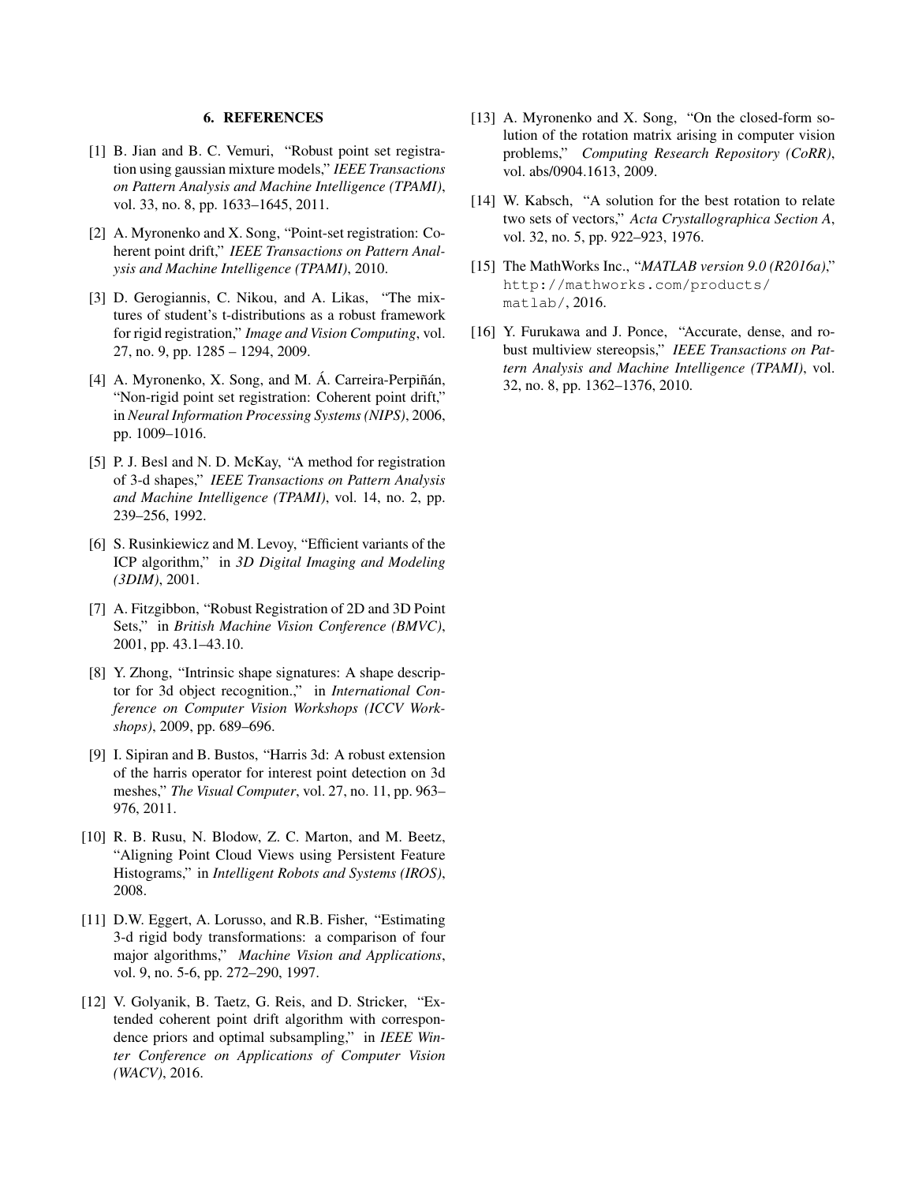## 6. REFERENCES

[1] B. Jian and B. C. Vemuri, "Robust point set registration using gaussian mixture models," *IEEE Transactions on Pattern Analysis and Machine Intelligence (TPAMI)*, vol. 33, no. 8, pp. 1633–1645, 2011.

[2] A. Myronenko and X. Song, "Point-set registration: Coherent point drift," *IEEE Transactions on Pattern Analysis and Machine Intelligence (TPAMI)*, 2010.

[3] D. Gerogiannis, C. Nikou, and A. Likas, "The mixtures of student's t-distributions as a robust framework for rigid registration," *Image and Vision Computing*, vol. 27, no. 9, pp. 1285 – 1294, 2009.

[4] A. Myronenko, X. Song, and M. Á. Carreira-Perpiñán, "Non-rigid point set registration: Coherent point drift," in *Neural Information Processing Systems (NIPS)*, 2006, pp. 1009–1016.

[5] P. J. Besl and N. D. McKay, "A method for registration of 3-d shapes," *IEEE Transactions on Pattern Analysis and Machine Intelligence (TPAMI)*, vol. 14, no. 2, pp. 239–256, 1992.

[6] S. Rusinkiewicz and M. Levoy, "Efficient variants of the ICP algorithm," in *3D Digital Imaging and Modeling (3DIM)*, 2001.

[7] A. Fitzgibbon, "Robust Registration of 2D and 3D Point Sets," in *British Machine Vision Conference (BMVC)*, 2001, pp. 43.1–43.10.

[8] Y. Zhong, "Intrinsic shape signatures: A shape descriptor for 3d object recognition.," in *International Conference on Computer Vision Workshops (ICCV Workshops)*, 2009, pp. 689–696.

[9] I. Sipiran and B. Bustos, "Harris 3d: A robust extension of the harris operator for interest point detection on 3d meshes," *The Visual Computer*, vol. 27, no. 11, pp. 963–976, 2011.

[10] R. B. Rusu, N. Blodow, Z. C. Marton, and M. Beetz, "Aligning Point Cloud Views using Persistent Feature Histograms," in *Intelligent Robots and Systems (IROS)*, 2008.

[11] D.W. Eggert, A. Lorusso, and R.B. Fisher, "Estimating 3-d rigid body transformations: a comparison of four major algorithms," *Machine Vision and Applications*, vol. 9, no. 5-6, pp. 272–290, 1997.

[12] V. Golyanik, B. Taetz, G. Reis, and D. Stricker, "Extended coherent point drift algorithm with correspondence priors and optimal subsampling," in *IEEE Winter Conference on Applications of Computer Vision (WACV)*, 2016.

[13] A. Myronenko and X. Song, "On the closed-form solution of the rotation matrix arising in computer vision problems," *Computing Research Repository (CoRR)*, vol. abs/0904.1613, 2009.

[14] W. Kabsch, "A solution for the best rotation to relate two sets of vectors," *Acta Crystallographica Section A*, vol. 32, no. 5, pp. 922–923, 1976.

[15] The MathWorks Inc., "*MATLAB version 9.0 (R2016a)*," `http://mathworks.com/products/matlab/`, 2016.

[16] Y. Furukawa and J. Ponce, "Accurate, dense, and robust multiview stereopsis," *IEEE Transactions on Pattern Analysis and Machine Intelligence (TPAMI)*, vol. 32, no. 8, pp. 1362–1376, 2010.